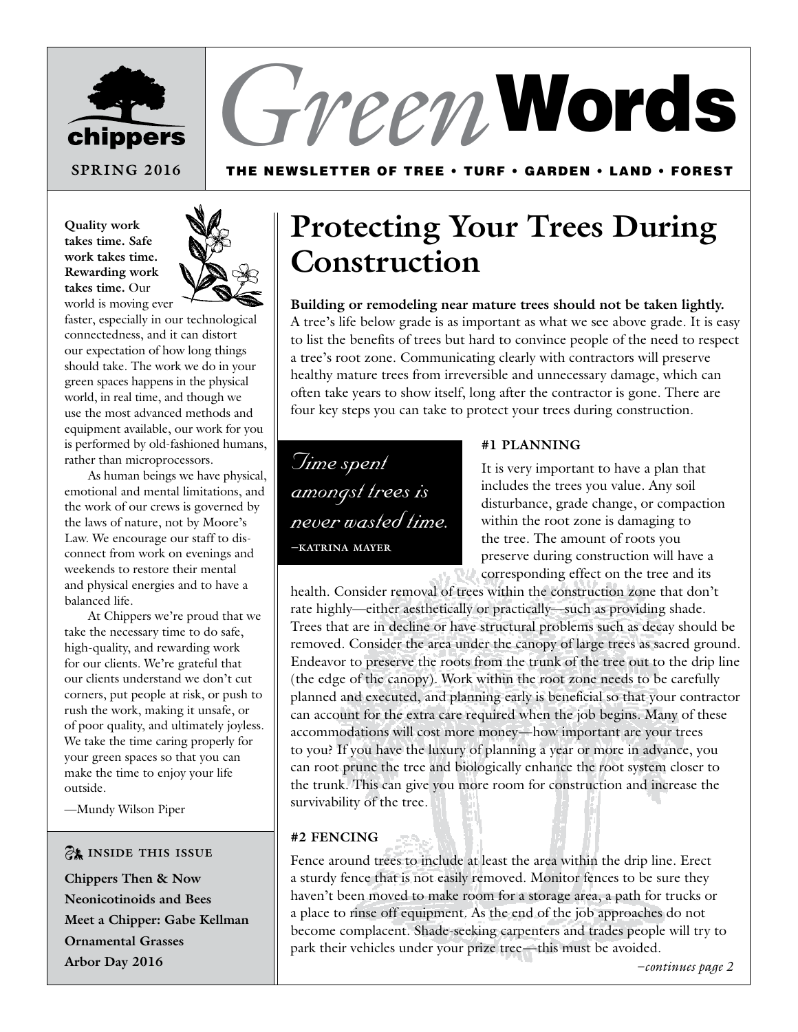chippers

SPRING 2016

# *Green* Words

THE NEWSLETTER OF TREE • TURF • GARDEN • LAND • FOREST

**Quality work takes time. Safe work takes time. Rewarding work takes time.** Our world is moving ever faster, especially in our technological connectedness, and it can distort our expectation of how long things should take. The work we do in your green spaces happens in the physical world, in real time, and though we use the most advanced methods and equipment available, our work for you is performed by old-fashioned humans, rather than microprocessors.

As human beings we have physical, emotional and mental limitations, and the work of our crews is governed by the laws of nature, not by Moore's Law. We encourage our staff to disconnect from work on evenings and weekends to restore their mental and physical energies and to have a balanced life.

At Chippers we're proud that we take the necessary time to do safe, high-quality, and rewarding work for our clients. We're grateful that our clients understand we don't cut corners, put people at risk, or push to rush the work, making it unsafe, or of poor quality, and ultimately joyless. We take the time caring properly for your green spaces so that you can make the time to enjoy your life outside.

—Mundy Wilson Piper

**INSIDE THIS ISSUE**

- **Chippers Then & Now**
- **Neonicotinoids and Bees**
- **Meet a Chipper: Gabe Kellman**
- **Ornamental Grasses**
- **Arbor Day 2016**

## Protecting Your Trees During Construction

**Building or remodeling near mature trees should not be taken lightly.** A tree's life below grade is as important as what we see above grade. It is easy to list the benefits of trees but hard to convince people of the need to respect a tree's root zone. Communicating clearly with contractors will preserve healthy mature trees from irreversible and unnecessary damage, which can often take years to show itself, long after the contractor is gone. There are four key steps you can take to protect your trees during construction.

*Time spent amongst trees is never wasted time.*
—KATRINA MAYER

### #1 PLANNING

It is very important to have a plan that includes the trees you value. Any soil disturbance, grade change, or compaction within the root zone is damaging to the tree. The amount of roots you preserve during construction will have a corresponding effect on the tree and its health. Consider removal of trees within the construction zone that don't rate highly—either aesthetically or practically—such as providing shade. Trees that are in decline or have structural problems such as decay should be removed. Consider the area under the canopy of large trees as sacred ground. Endeavor to preserve the roots from the trunk of the tree out to the drip line (the edge of the canopy). Work within the root zone needs to be carefully planned and executed, and planning early is beneficial so that your contractor can account for the extra care required when the job begins. Many of these accommodations will cost more money—how important are your trees to you? If you have the luxury of planning a year or more in advance, you can root prune the tree and biologically enhance the root system closer to the trunk. This can give you more room for construction and increase the survivability of the tree.

### #2 FENCING

Fence around trees to include at least the area within the drip line. Erect a sturdy fence that is not easily removed. Monitor fences to be sure they haven't been moved to make room for a storage area, a path for trucks or a place to rinse off equipment. As the end of the job approaches do not become complacent. Shade-seeking carpenters and trades people will try to park their vehicles under your prize tree—this must be avoided.

*–continues page 2*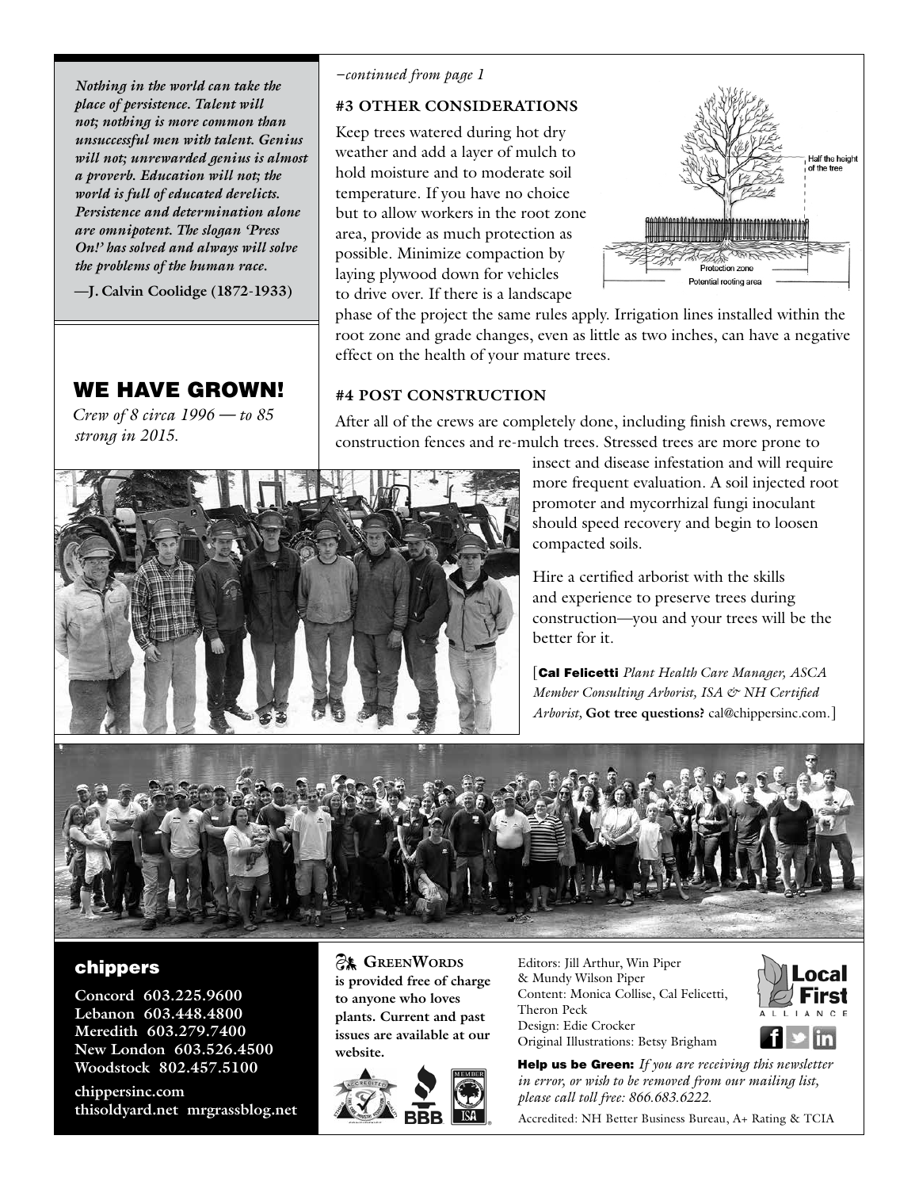*Nothing in the world can take the place of persistence. Talent will not; nothing is more common than unsuccessful men with talent. Genius will not; unrewarded genius is almost a proverb. Education will not; the world is full of educated derelicts. Persistence and determination alone are omnipotent. The slogan 'Press On!' has solved and always will solve the problems of the human race.*

**—J. Calvin Coolidge (1872-1933)**

*–continued from page 1*

### #3 OTHER CONSIDERATIONS

Keep trees watered during hot dry weather and add a layer of mulch to hold moisture and to moderate soil temperature. If you have no choice but to allow workers in the root zone area, provide as much protection as possible. Minimize compaction by laying plywood down for vehicles to drive over. If there is a landscape phase of the project the same rules apply. Irrigation lines installed within the root zone and grade changes, even as little as two inches, can have a negative effect on the health of your mature trees.

Half the height of the tree

Protection zone

Potential rooting area

### #4 POST CONSTRUCTION

After all of the crews are completely done, including finish crews, remove construction fences and re-mulch trees. Stressed trees are more prone to insect and disease infestation and will require more frequent evaluation. A soil injected root promoter and mycorrhizal fungi inoculant should speed recovery and begin to loosen compacted soils.

Hire a certified arborist with the skills and experience to preserve trees during construction—you and your trees will be the better for it.

[**Cal Felicetti** *Plant Health Care Manager, ASCA Member Consulting Arborist, ISA & NH Certified Arborist*, **Got tree questions?** cal@chippersinc.com.]

## WE HAVE GROWN!

*Crew of 8 circa 1996 — to 85 strong in 2015.*

## chippers

**Concord 603.225.9600**
**Lebanon 603.448.4800**
**Meredith 603.279.7400**
**New London 603.526.4500**
**Woodstock 802.457.5100**

**chippersinc.com**
**thisoldyard.net mrgrassblog.net**

**GreenWords is provided free of charge to anyone who loves plants. Current and past issues are available at our website.**

Editors: Jill Arthur, Win Piper & Mundy Wilson Piper
Content: Monica Collise, Cal Felicetti, Theron Peck
Design: Edie Crocker
Original Illustrations: Betsy Brigham

Local First Alliance

**Help us be Green:** *If you are receiving this newsletter in error, or wish to be removed from our mailing list, please call toll free: 866.683.6222.*

Accredited: NH Better Business Bureau, A+ Rating & TCIA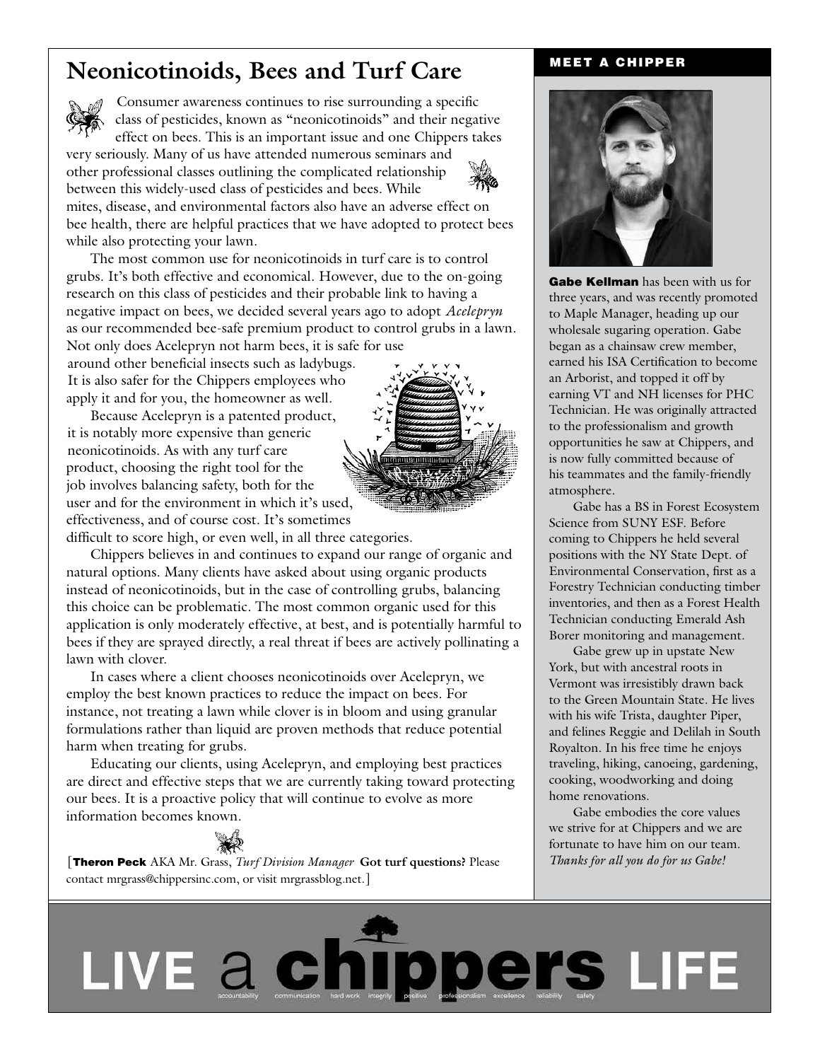# Neonicotinoids, Bees and Turf Care

Consumer awareness continues to rise surrounding a specific class of pesticides, known as "neonicotinoids" and their negative effect on bees. This is an important issue and one Chippers takes very seriously. Many of us have attended numerous seminars and other professional classes outlining the complicated relationship between this widely-used class of pesticides and bees. While mites, disease, and environmental factors also have an adverse effect on bee health, there are helpful practices that we have adopted to protect bees while also protecting your lawn.

The most common use for neonicotinoids in turf care is to control grubs. It's both effective and economical. However, due to the on-going research on this class of pesticides and their probable link to having a negative impact on bees, we decided several years ago to adopt *Acelepryn* as our recommended bee-safe premium product to control grubs in a lawn. Not only does Acelepryn not harm bees, it is safe for use around other beneficial insects such as ladybugs. It is also safer for the Chippers employees who apply it and for you, the homeowner as well.

Because Acelepryn is a patented product, it is notably more expensive than generic neonicotinoids. As with any turf care product, choosing the right tool for the job involves balancing safety, both for the user and for the environment in which it's used, effectiveness, and of course cost. It's sometimes difficult to score high, or even well, in all three categories.

Chippers believes in and continues to expand our range of organic and natural options. Many clients have asked about using organic products instead of neonicotinoids, but in the case of controlling grubs, balancing this choice can be problematic. The most common organic used for this application is only moderately effective, at best, and is potentially harmful to bees if they are sprayed directly, a real threat if bees are actively pollinating a lawn with clover.

In cases where a client chooses neonicotinoids over Acelepryn, we employ the best known practices to reduce the impact on bees. For instance, not treating a lawn while clover is in bloom and using granular formulations rather than liquid are proven methods that reduce potential harm when treating for grubs.

Educating our clients, using Acelepryn, and employing best practices are direct and effective steps that we are currently taking toward protecting our bees. It is a proactive policy that will continue to evolve as more information becomes known.

[**Theron Peck** AKA Mr. Grass, *Turf Division Manager* **Got turf questions?** Please contact mrgrass@chippersinc.com, or visit mrgrassblog.net.]

## MEET A CHIPPER

**Gabe Kellman** has been with us for three years, and was recently promoted to Maple Manager, heading up our wholesale sugaring operation. Gabe began as a chainsaw crew member, earned his ISA Certification to become an Arborist, and topped it off by earning VT and NH licenses for PHC Technician. He was originally attracted to the professionalism and growth opportunities he saw at Chippers, and is now fully committed because of his teammates and the family-friendly atmosphere.

Gabe has a BS in Forest Ecosystem Science from SUNY ESF. Before coming to Chippers he held several positions with the NY State Dept. of Environmental Conservation, first as a Forestry Technician conducting timber inventories, and then as a Forest Health Technician conducting Emerald Ash Borer monitoring and management.

Gabe grew up in upstate New York, but with ancestral roots in Vermont was irresistibly drawn back to the Green Mountain State. He lives with his wife Trista, daughter Piper, and felines Reggie and Delilah in South Royalton. In his free time he enjoys traveling, hiking, canoeing, gardening, cooking, woodworking and doing home renovations.

Gabe embodies the core values we strive for at Chippers and we are fortunate to have him on our team. *Thanks for all you do for us Gabe!*

LIVE a chippers LIFE

accountability communication hard work integrity positive professionalism excellence reliability safety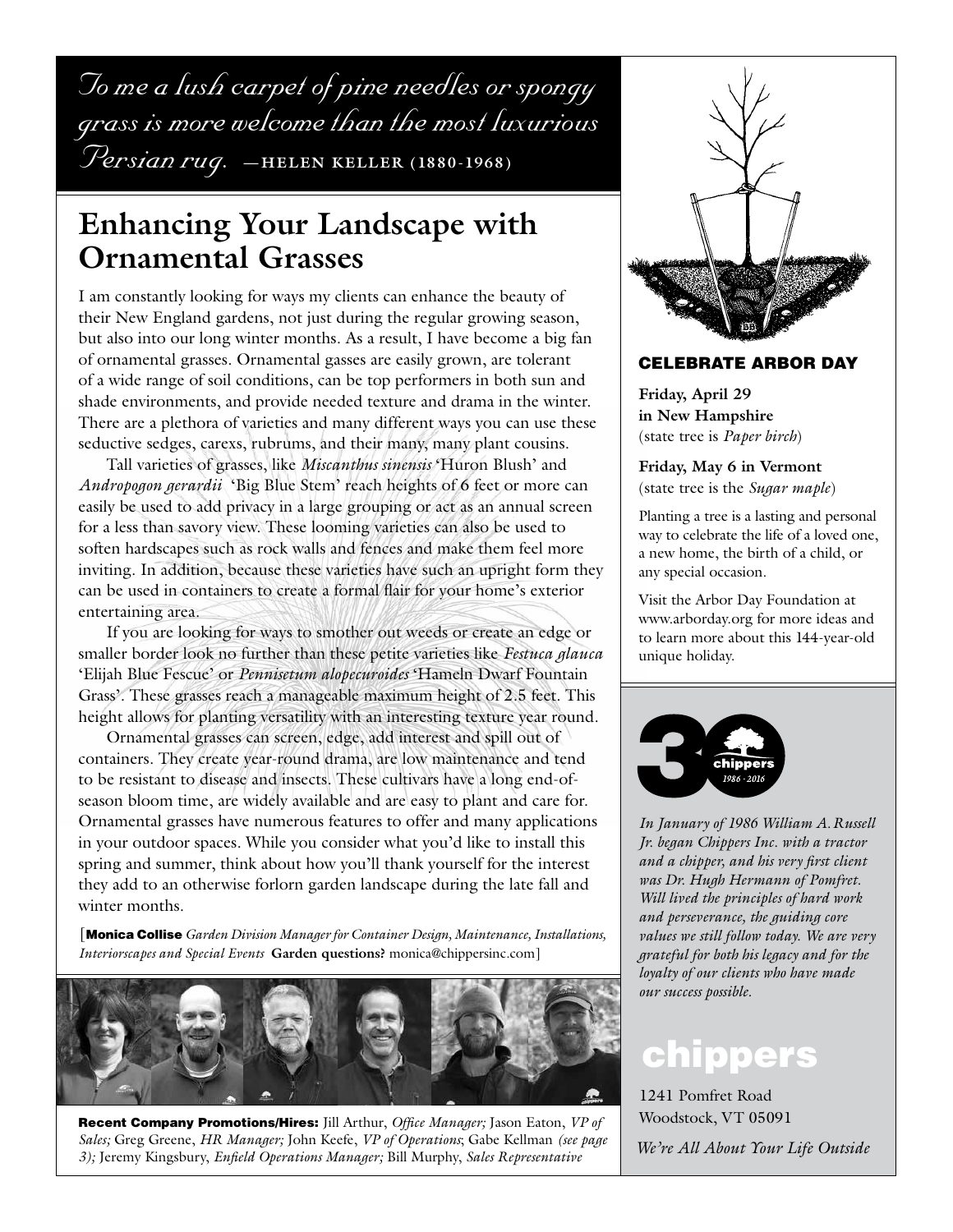*To me a lush carpet of pine needles or spongy grass is more welcome than the most luxurious Persian rug.* —HELEN KELLER (1880-1968)

# Enhancing Your Landscape with Ornamental Grasses

I am constantly looking for ways my clients can enhance the beauty of their New England gardens, not just during the regular growing season, but also into our long winter months. As a result, I have become a big fan of ornamental grasses. Ornamental gasses are easily grown, are tolerant of a wide range of soil conditions, can be top performers in both sun and shade environments, and provide needed texture and drama in the winter. There are a plethora of varieties and many different ways you can use these seductive sedges, carexs, rubrums, and their many, many plant cousins.

Tall varieties of grasses, like *Miscanthus sinensis* 'Huron Blush' and *Andropogon gerardii* 'Big Blue Stem' reach heights of 6 feet or more can easily be used to add privacy in a large grouping or act as an annual screen for a less than savory view. These looming varieties can also be used to soften hardscapes such as rock walls and fences and make them feel more inviting. In addition, because these varieties have such an upright form they can be used in containers to create a formal flair for your home's exterior entertaining area.

If you are looking for ways to smother out weeds or create an edge or smaller border look no further than these petite varieties like *Festuca glauca* 'Elijah Blue Fescue' or *Pennisetum alopecuroides* 'Hameln Dwarf Fountain Grass'. These grasses reach a manageable maximum height of 2.5 feet. This height allows for planting versatility with an interesting texture year round.

Ornamental grasses can screen, edge, add interest and spill out of containers. They create year-round drama, are low maintenance and tend to be resistant to disease and insects. These cultivars have a long end-of-season bloom time, are widely available and are easy to plant and care for. Ornamental grasses have numerous features to offer and many applications in your outdoor spaces. While you consider what you'd like to install this spring and summer, think about how you'll thank yourself for the interest they add to an otherwise forlorn garden landscape during the late fall and winter months.

[**Monica Collise** *Garden Division Manager for Container Design, Maintenance, Installations, Interiorscapes and Special Events* **Garden questions?** monica@chippersinc.com]

**Recent Company Promotions/Hires:** Jill Arthur, *Office Manager;* Jason Eaton, *VP of Sales;* Greg Greene, *HR Manager;* John Keefe, *VP of Operations*; Gabe Kellman *(see page 3);* Jeremy Kingsbury, *Enfield Operations Manager;* Bill Murphy, *Sales Representative*

## CELEBRATE ARBOR DAY

**Friday, April 29 in New Hampshire**
(state tree is *Paper birch*)

**Friday, May 6 in Vermont**
(state tree is the *Sugar maple*)

Planting a tree is a lasting and personal way to celebrate the life of a loved one, a new home, the birth of a child, or any special occasion.

Visit the Arbor Day Foundation at www.arborday.org for more ideas and to learn more about this 144-year-old unique holiday.

30 chippers 1986 - 2016

*In January of 1986 William A. Russell Jr. began Chippers Inc. with a tractor and a chipper, and his very first client was Dr. Hugh Hermann of Pomfret. Will lived the principles of hard work and perseverance, the guiding core values we still follow today. We are very grateful for both his legacy and for the loyalty of our clients who have made our success possible.*

**chippers**

1241 Pomfret Road
Woodstock, VT 05091

*We're All About Your Life Outside*